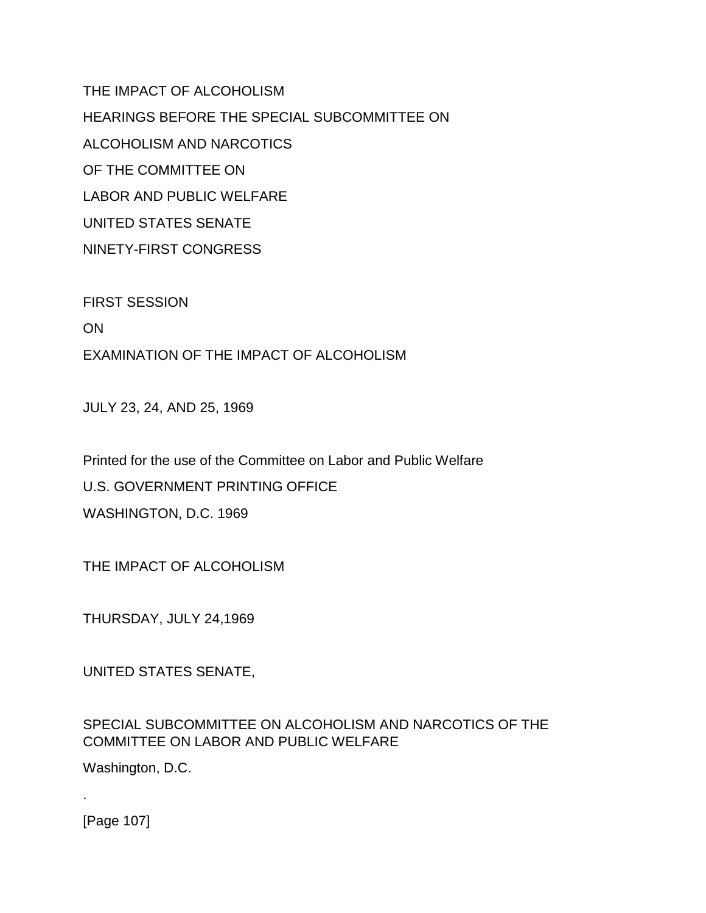# THE IMPACT OF ALCOHOLISM

HEARINGS BEFORE THE SPECIAL SUBCOMMITTEE ON

ALCOHOLISM AND NARCOTICS

OF THE COMMITTEE ON

LABOR AND PUBLIC WELFARE

UNITED STATES SENATE

NINETY-FIRST CONGRESS

FIRST SESSION

ON

EXAMINATION OF THE IMPACT OF ALCOHOLISM

JULY 23, 24, AND 25, 1969

Printed for the use of the Committee on Labor and Public Welfare

U.S. GOVERNMENT PRINTING OFFICE

WASHINGTON, D.C. 1969

## THE IMPACT OF ALCOHOLISM

THURSDAY, JULY 24,1969

UNITED STATES SENATE,

SPECIAL SUBCOMMITTEE ON ALCOHOLISM AND NARCOTICS OF THE COMMITTEE ON LABOR AND PUBLIC WELFARE

Washington, D.C.

.

[Page 107]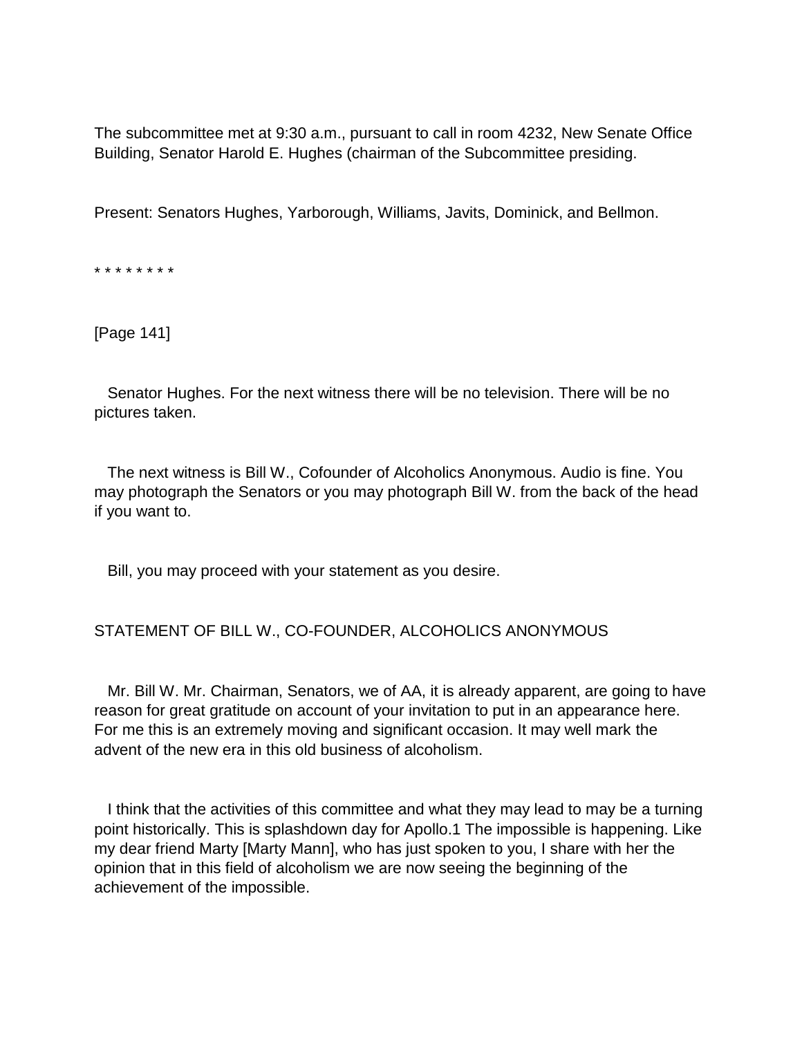The subcommittee met at 9:30 a.m., pursuant to call in room 4232, New Senate Office Building, Senator Harold E. Hughes (chairman of the Subcommittee presiding.

Present: Senators Hughes, Yarborough, Williams, Javits, Dominick, and Bellmon.

* * * * * * * *

[Page 141]

Senator Hughes. For the next witness there will be no television. There will be no pictures taken.

The next witness is Bill W., Cofounder of Alcoholics Anonymous. Audio is fine. You may photograph the Senators or you may photograph Bill W. from the back of the head if you want to.

Bill, you may proceed with your statement as you desire.

STATEMENT OF BILL W., CO-FOUNDER, ALCOHOLICS ANONYMOUS

Mr. Bill W. Mr. Chairman, Senators, we of AA, it is already apparent, are going to have reason for great gratitude on account of your invitation to put in an appearance here. For me this is an extremely moving and significant occasion. It may well mark the advent of the new era in this old business of alcoholism.

I think that the activities of this committee and what they may lead to may be a turning point historically. This is splashdown day for Apollo.[1] The impossible is happening. Like my dear friend Marty [Marty Mann], who has just spoken to you, I share with her the opinion that in this field of alcoholism we are now seeing the beginning of the achievement of the impossible.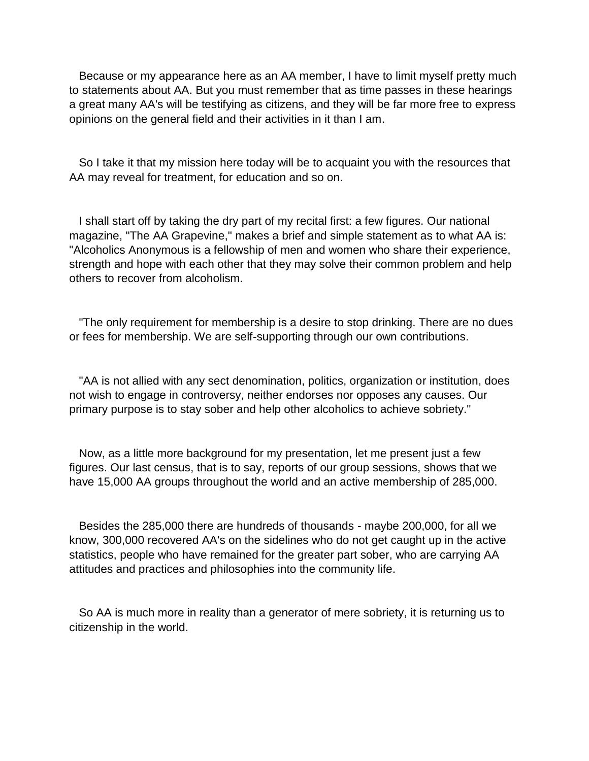Because or my appearance here as an AA member, I have to limit myself pretty much to statements about AA. But you must remember that as time passes in these hearings a great many AA's will be testifying as citizens, and they will be far more free to express opinions on the general field and their activities in it than I am.

So I take it that my mission here today will be to acquaint you with the resources that AA may reveal for treatment, for education and so on.

I shall start off by taking the dry part of my recital first: a few figures. Our national magazine, "The AA Grapevine," makes a brief and simple statement as to what AA is: "Alcoholics Anonymous is a fellowship of men and women who share their experience, strength and hope with each other that they may solve their common problem and help others to recover from alcoholism.

"The only requirement for membership is a desire to stop drinking. There are no dues or fees for membership. We are self-supporting through our own contributions.

"AA is not allied with any sect denomination, politics, organization or institution, does not wish to engage in controversy, neither endorses nor opposes any causes. Our primary purpose is to stay sober and help other alcoholics to achieve sobriety."

Now, as a little more background for my presentation, let me present just a few figures. Our last census, that is to say, reports of our group sessions, shows that we have 15,000 AA groups throughout the world and an active membership of 285,000.

Besides the 285,000 there are hundreds of thousands - maybe 200,000, for all we know, 300,000 recovered AA's on the sidelines who do not get caught up in the active statistics, people who have remained for the greater part sober, who are carrying AA attitudes and practices and philosophies into the community life.

So AA is much more in reality than a generator of mere sobriety, it is returning us to citizenship in the world.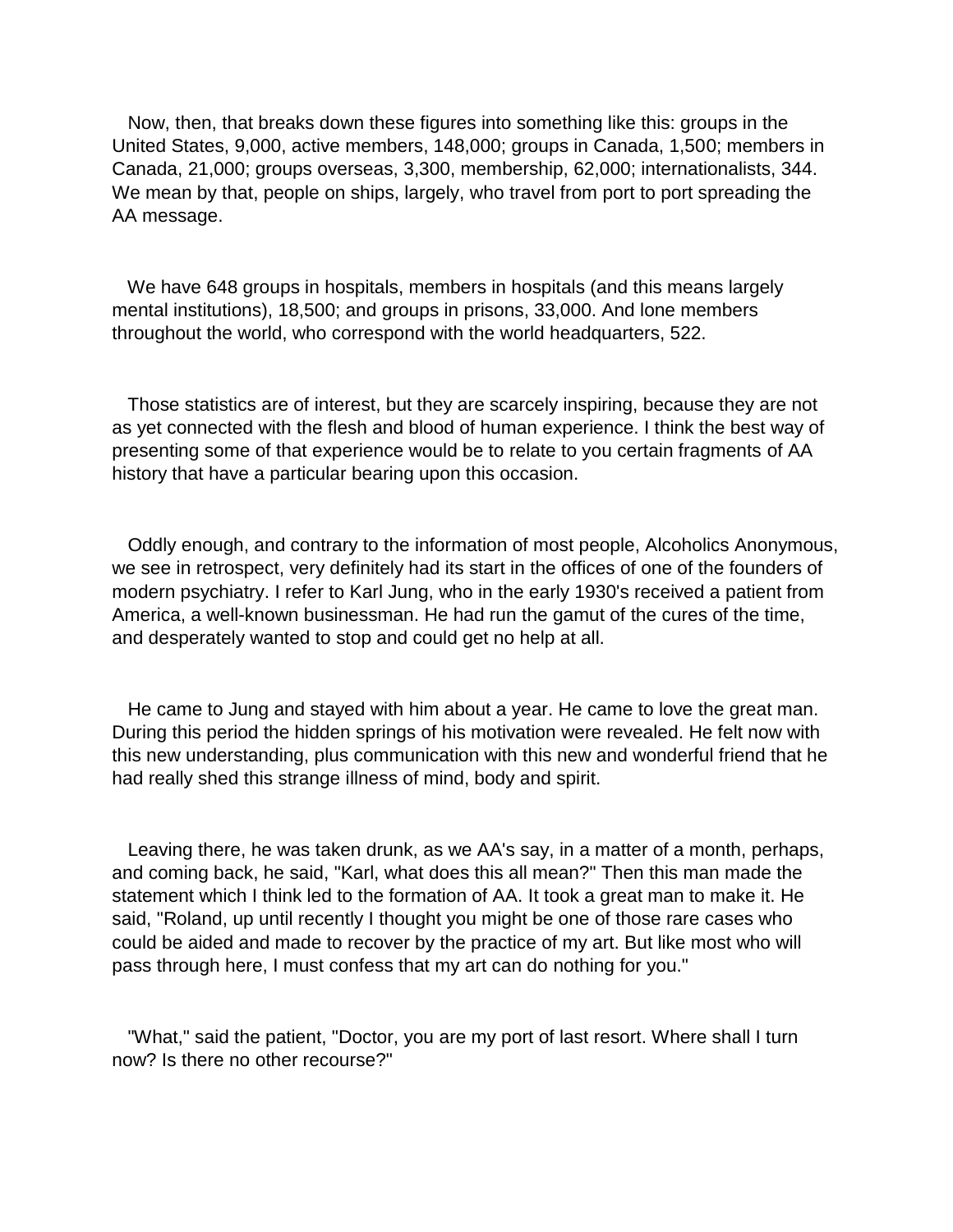Now, then, that breaks down these figures into something like this: groups in the United States, 9,000, active members, 148,000; groups in Canada, 1,500; members in Canada, 21,000; groups overseas, 3,300, membership, 62,000; internationalists, 344. We mean by that, people on ships, largely, who travel from port to port spreading the AA message.

We have 648 groups in hospitals, members in hospitals (and this means largely mental institutions), 18,500; and groups in prisons, 33,000. And lone members throughout the world, who correspond with the world headquarters, 522.

Those statistics are of interest, but they are scarcely inspiring, because they are not as yet connected with the flesh and blood of human experience. I think the best way of presenting some of that experience would be to relate to you certain fragments of AA history that have a particular bearing upon this occasion.

Oddly enough, and contrary to the information of most people, Alcoholics Anonymous, we see in retrospect, very definitely had its start in the offices of one of the founders of modern psychiatry. I refer to Karl Jung, who in the early 1930's received a patient from America, a well-known businessman. He had run the gamut of the cures of the time, and desperately wanted to stop and could get no help at all.

He came to Jung and stayed with him about a year. He came to love the great man. During this period the hidden springs of his motivation were revealed. He felt now with this new understanding, plus communication with this new and wonderful friend that he had really shed this strange illness of mind, body and spirit.

Leaving there, he was taken drunk, as we AA's say, in a matter of a month, perhaps, and coming back, he said, "Karl, what does this all mean?" Then this man made the statement which I think led to the formation of AA. It took a great man to make it. He said, "Roland, up until recently I thought you might be one of those rare cases who could be aided and made to recover by the practice of my art. But like most who will pass through here, I must confess that my art can do nothing for you."

"What," said the patient, "Doctor, you are my port of last resort. Where shall I turn now? Is there no other recourse?"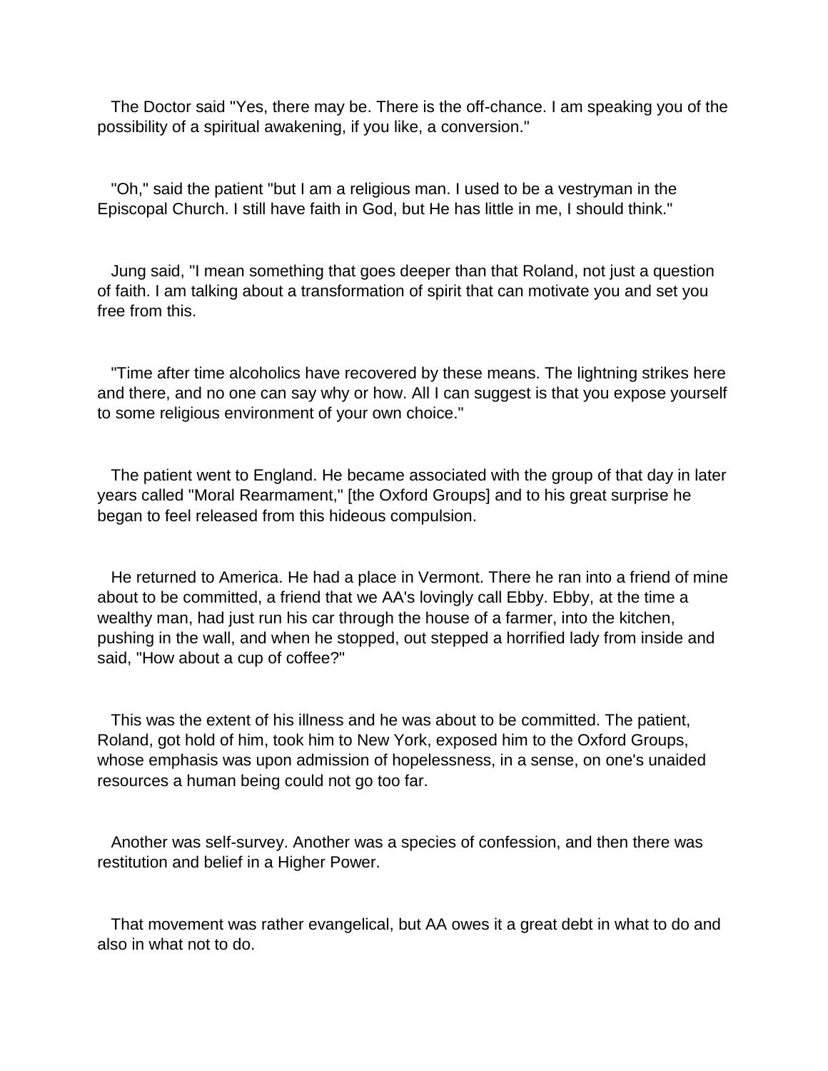The Doctor said "Yes, there may be. There is the off-chance. I am speaking you of the possibility of a spiritual awakening, if you like, a conversion."

"Oh," said the patient "but I am a religious man. I used to be a vestryman in the Episcopal Church. I still have faith in God, but He has little in me, I should think."

Jung said, "I mean something that goes deeper than that Roland, not just a question of faith. I am talking about a transformation of spirit that can motivate you and set you free from this.

"Time after time alcoholics have recovered by these means. The lightning strikes here and there, and no one can say why or how. All I can suggest is that you expose yourself to some religious environment of your own choice."

The patient went to England. He became associated with the group of that day in later years called "Moral Rearmament," [the Oxford Groups] and to his great surprise he began to feel released from this hideous compulsion.

He returned to America. He had a place in Vermont. There he ran into a friend of mine about to be committed, a friend that we AA's lovingly call Ebby. Ebby, at the time a wealthy man, had just run his car through the house of a farmer, into the kitchen, pushing in the wall, and when he stopped, out stepped a horrified lady from inside and said, "How about a cup of coffee?"

This was the extent of his illness and he was about to be committed. The patient, Roland, got hold of him, took him to New York, exposed him to the Oxford Groups, whose emphasis was upon admission of hopelessness, in a sense, on one's unaided resources a human being could not go too far.

Another was self-survey. Another was a species of confession, and then there was restitution and belief in a Higher Power.

That movement was rather evangelical, but AA owes it a great debt in what to do and also in what not to do.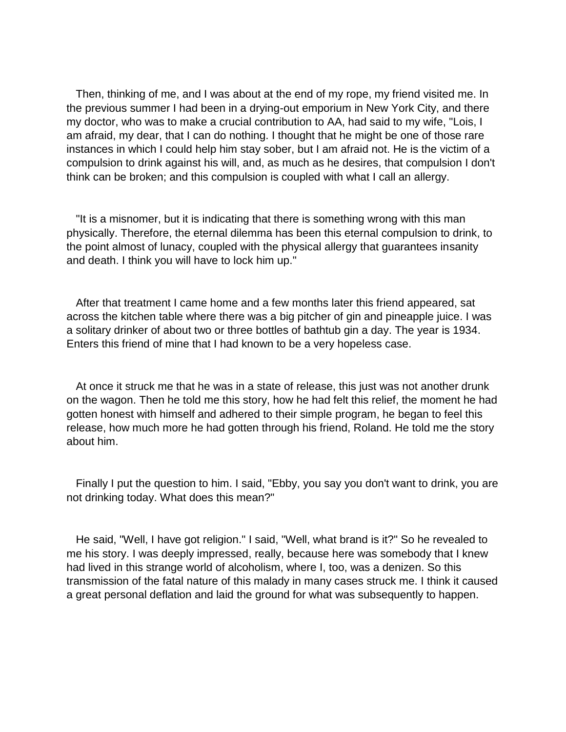Then, thinking of me, and I was about at the end of my rope, my friend visited me. In the previous summer I had been in a drying-out emporium in New York City, and there my doctor, who was to make a crucial contribution to AA, had said to my wife, "Lois, I am afraid, my dear, that I can do nothing. I thought that he might be one of those rare instances in which I could help him stay sober, but I am afraid not. He is the victim of a compulsion to drink against his will, and, as much as he desires, that compulsion I don't think can be broken; and this compulsion is coupled with what I call an allergy.

"It is a misnomer, but it is indicating that there is something wrong with this man physically. Therefore, the eternal dilemma has been this eternal compulsion to drink, to the point almost of lunacy, coupled with the physical allergy that guarantees insanity and death. I think you will have to lock him up."

After that treatment I came home and a few months later this friend appeared, sat across the kitchen table where there was a big pitcher of gin and pineapple juice. I was a solitary drinker of about two or three bottles of bathtub gin a day. The year is 1934. Enters this friend of mine that I had known to be a very hopeless case.

At once it struck me that he was in a state of release, this just was not another drunk on the wagon. Then he told me this story, how he had felt this relief, the moment he had gotten honest with himself and adhered to their simple program, he began to feel this release, how much more he had gotten through his friend, Roland. He told me the story about him.

Finally I put the question to him. I said, "Ebby, you say you don't want to drink, you are not drinking today. What does this mean?"

He said, "Well, I have got religion." I said, "Well, what brand is it?" So he revealed to me his story. I was deeply impressed, really, because here was somebody that I knew had lived in this strange world of alcoholism, where I, too, was a denizen. So this transmission of the fatal nature of this malady in many cases struck me. I think it caused a great personal deflation and laid the ground for what was subsequently to happen.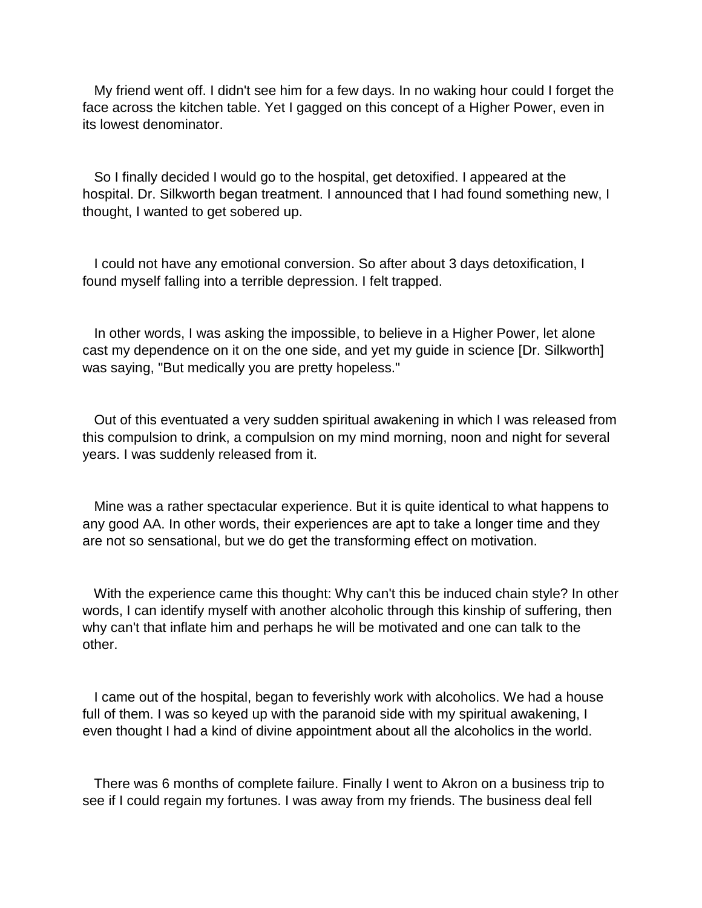My friend went off. I didn't see him for a few days. In no waking hour could I forget the face across the kitchen table. Yet I gagged on this concept of a Higher Power, even in its lowest denominator.

So I finally decided I would go to the hospital, get detoxified. I appeared at the hospital. Dr. Silkworth began treatment. I announced that I had found something new, I thought, I wanted to get sobered up.

I could not have any emotional conversion. So after about 3 days detoxification, I found myself falling into a terrible depression. I felt trapped.

In other words, I was asking the impossible, to believe in a Higher Power, let alone cast my dependence on it on the one side, and yet my guide in science [Dr. Silkworth] was saying, "But medically you are pretty hopeless."

Out of this eventuated a very sudden spiritual awakening in which I was released from this compulsion to drink, a compulsion on my mind morning, noon and night for several years. I was suddenly released from it.

Mine was a rather spectacular experience. But it is quite identical to what happens to any good AA. In other words, their experiences are apt to take a longer time and they are not so sensational, but we do get the transforming effect on motivation.

With the experience came this thought: Why can't this be induced chain style? In other words, I can identify myself with another alcoholic through this kinship of suffering, then why can't that inflate him and perhaps he will be motivated and one can talk to the other.

I came out of the hospital, began to feverishly work with alcoholics. We had a house full of them. I was so keyed up with the paranoid side with my spiritual awakening, I even thought I had a kind of divine appointment about all the alcoholics in the world.

There was 6 months of complete failure. Finally I went to Akron on a business trip to see if I could regain my fortunes. I was away from my friends. The business deal fell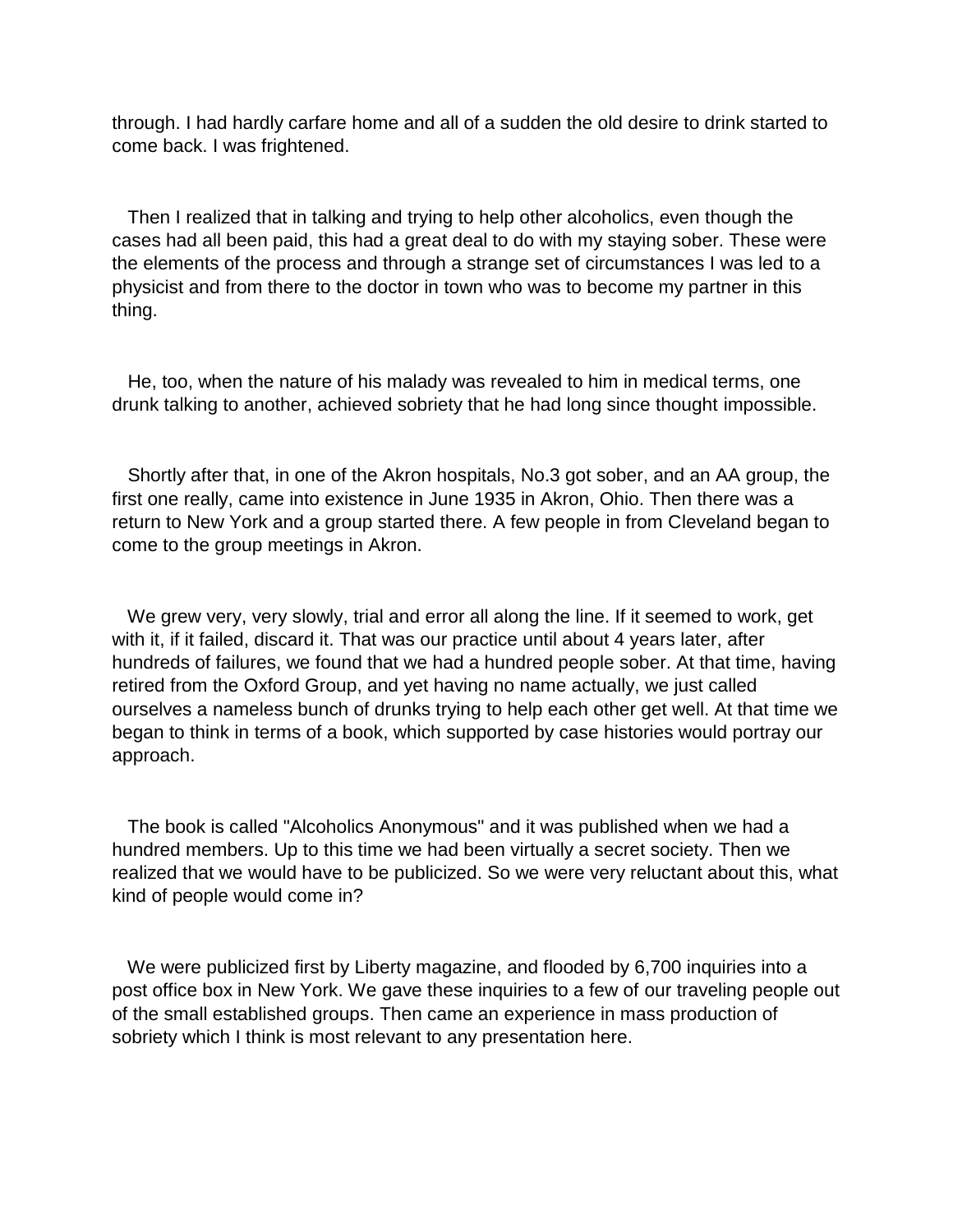through. I had hardly carfare home and all of a sudden the old desire to drink started to come back. I was frightened.

Then I realized that in talking and trying to help other alcoholics, even though the cases had all been paid, this had a great deal to do with my staying sober. These were the elements of the process and through a strange set of circumstances I was led to a physicist and from there to the doctor in town who was to become my partner in this thing.

He, too, when the nature of his malady was revealed to him in medical terms, one drunk talking to another, achieved sobriety that he had long since thought impossible.

Shortly after that, in one of the Akron hospitals, No.3 got sober, and an AA group, the first one really, came into existence in June 1935 in Akron, Ohio. Then there was a return to New York and a group started there. A few people in from Cleveland began to come to the group meetings in Akron.

We grew very, very slowly, trial and error all along the line. If it seemed to work, get with it, if it failed, discard it. That was our practice until about 4 years later, after hundreds of failures, we found that we had a hundred people sober. At that time, having retired from the Oxford Group, and yet having no name actually, we just called ourselves a nameless bunch of drunks trying to help each other get well. At that time we began to think in terms of a book, which supported by case histories would portray our approach.

The book is called "Alcoholics Anonymous" and it was published when we had a hundred members. Up to this time we had been virtually a secret society. Then we realized that we would have to be publicized. So we were very reluctant about this, what kind of people would come in?

We were publicized first by Liberty magazine, and flooded by 6,700 inquiries into a post office box in New York. We gave these inquiries to a few of our traveling people out of the small established groups. Then came an experience in mass production of sobriety which I think is most relevant to any presentation here.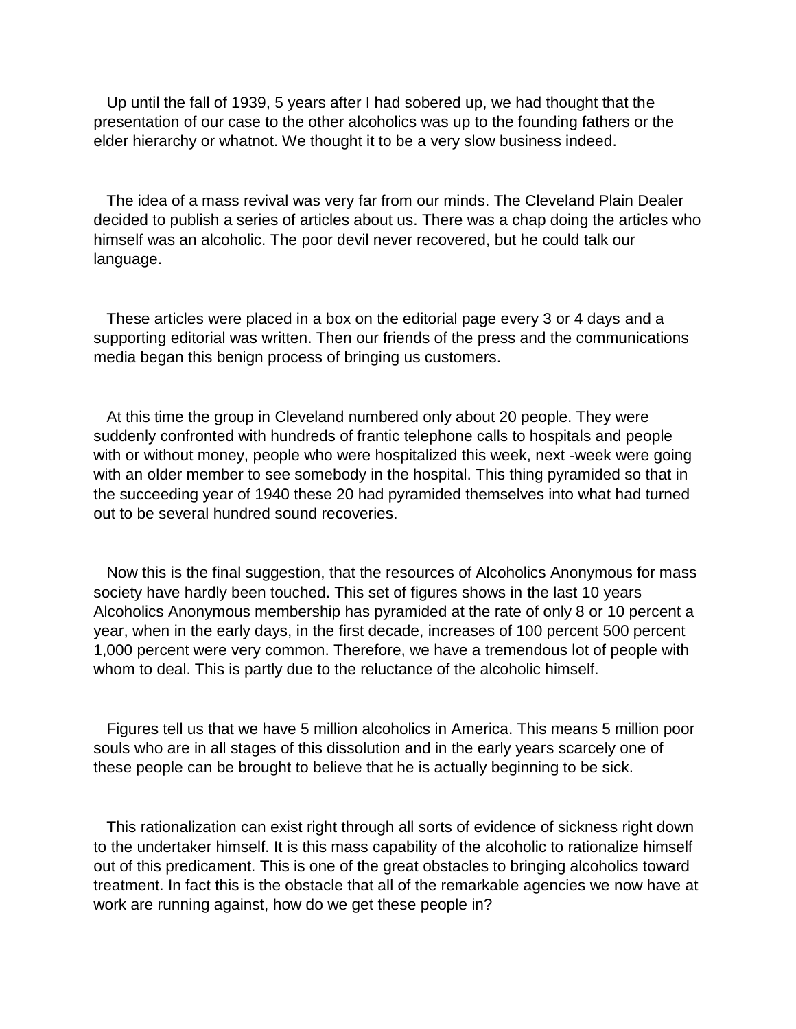Up until the fall of 1939, 5 years after I had sobered up, we had thought that the presentation of our case to the other alcoholics was up to the founding fathers or the elder hierarchy or whatnot. We thought it to be a very slow business indeed.

The idea of a mass revival was very far from our minds. The Cleveland Plain Dealer decided to publish a series of articles about us. There was a chap doing the articles who himself was an alcoholic. The poor devil never recovered, but he could talk our language.

These articles were placed in a box on the editorial page every 3 or 4 days and a supporting editorial was written. Then our friends of the press and the communications media began this benign process of bringing us customers.

At this time the group in Cleveland numbered only about 20 people. They were suddenly confronted with hundreds of frantic telephone calls to hospitals and people with or without money, people who were hospitalized this week, next -week were going with an older member to see somebody in the hospital. This thing pyramided so that in the succeeding year of 1940 these 20 had pyramided themselves into what had turned out to be several hundred sound recoveries.

Now this is the final suggestion, that the resources of Alcoholics Anonymous for mass society have hardly been touched. This set of figures shows in the last 10 years Alcoholics Anonymous membership has pyramided at the rate of only 8 or 10 percent a year, when in the early days, in the first decade, increases of 100 percent 500 percent 1,000 percent were very common. Therefore, we have a tremendous lot of people with whom to deal. This is partly due to the reluctance of the alcoholic himself.

Figures tell us that we have 5 million alcoholics in America. This means 5 million poor souls who are in all stages of this dissolution and in the early years scarcely one of these people can be brought to believe that he is actually beginning to be sick.

This rationalization can exist right through all sorts of evidence of sickness right down to the undertaker himself. It is this mass capability of the alcoholic to rationalize himself out of this predicament. This is one of the great obstacles to bringing alcoholics toward treatment. In fact this is the obstacle that all of the remarkable agencies we now have at work are running against, how do we get these people in?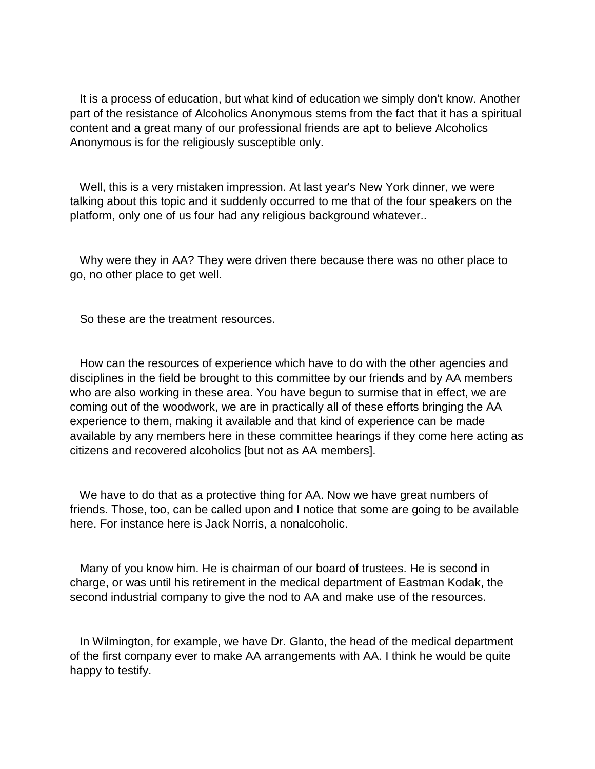It is a process of education, but what kind of education we simply don't know. Another part of the resistance of Alcoholics Anonymous stems from the fact that it has a spiritual content and a great many of our professional friends are apt to believe Alcoholics Anonymous is for the religiously susceptible only.

Well, this is a very mistaken impression. At last year's New York dinner, we were talking about this topic and it suddenly occurred to me that of the four speakers on the platform, only one of us four had any religious background whatever..

Why were they in AA? They were driven there because there was no other place to go, no other place to get well.

So these are the treatment resources.

How can the resources of experience which have to do with the other agencies and disciplines in the field be brought to this committee by our friends and by AA members who are also working in these area. You have begun to surmise that in effect, we are coming out of the woodwork, we are in practically all of these efforts bringing the AA experience to them, making it available and that kind of experience can be made available by any members here in these committee hearings if they come here acting as citizens and recovered alcoholics [but not as AA members].

We have to do that as a protective thing for AA. Now we have great numbers of friends. Those, too, can be called upon and I notice that some are going to be available here. For instance here is Jack Norris, a nonalcoholic.

Many of you know him. He is chairman of our board of trustees. He is second in charge, or was until his retirement in the medical department of Eastman Kodak, the second industrial company to give the nod to AA and make use of the resources.

In Wilmington, for example, we have Dr. Glanto, the head of the medical department of the first company ever to make AA arrangements with AA. I think he would be quite happy to testify.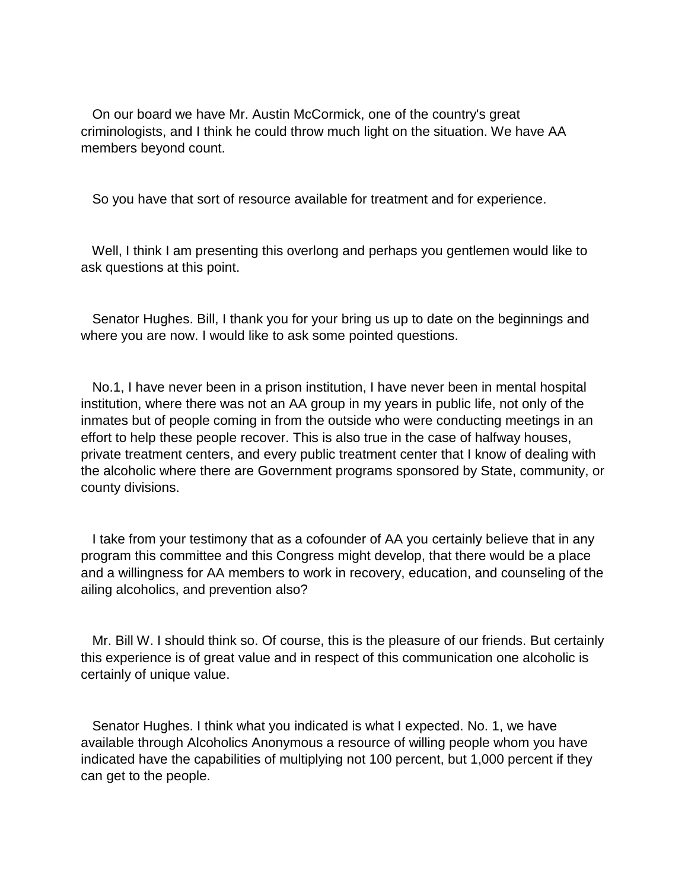On our board we have Mr. Austin McCormick, one of the country's great criminologists, and I think he could throw much light on the situation. We have AA members beyond count.

So you have that sort of resource available for treatment and for experience.

Well, I think I am presenting this overlong and perhaps you gentlemen would like to ask questions at this point.

Senator Hughes. Bill, I thank you for your bring us up to date on the beginnings and where you are now. I would like to ask some pointed questions.

No.1, I have never been in a prison institution, I have never been in mental hospital institution, where there was not an AA group in my years in public life, not only of the inmates but of people coming in from the outside who were conducting meetings in an effort to help these people recover. This is also true in the case of halfway houses, private treatment centers, and every public treatment center that I know of dealing with the alcoholic where there are Government programs sponsored by State, community, or county divisions.

I take from your testimony that as a cofounder of AA you certainly believe that in any program this committee and this Congress might develop, that there would be a place and a willingness for AA members to work in recovery, education, and counseling of the ailing alcoholics, and prevention also?

Mr. Bill W. I should think so. Of course, this is the pleasure of our friends. But certainly this experience is of great value and in respect of this communication one alcoholic is certainly of unique value.

Senator Hughes. I think what you indicated is what I expected. No. 1, we have available through Alcoholics Anonymous a resource of willing people whom you have indicated have the capabilities of multiplying not 100 percent, but 1,000 percent if they can get to the people.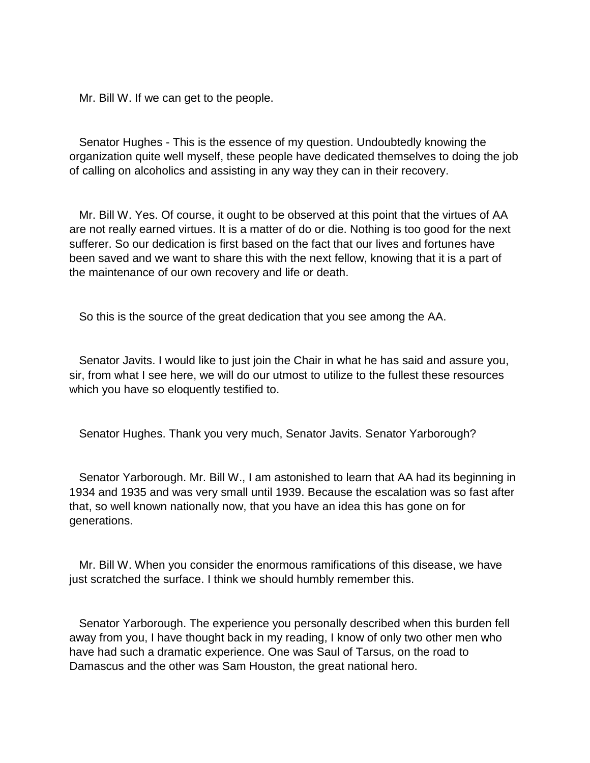Mr. Bill W. If we can get to the people.

Senator Hughes - This is the essence of my question. Undoubtedly knowing the organization quite well myself, these people have dedicated themselves to doing the job of calling on alcoholics and assisting in any way they can in their recovery.

Mr. Bill W. Yes. Of course, it ought to be observed at this point that the virtues of AA are not really earned virtues. It is a matter of do or die. Nothing is too good for the next sufferer. So our dedication is first based on the fact that our lives and fortunes have been saved and we want to share this with the next fellow, knowing that it is a part of the maintenance of our own recovery and life or death.

So this is the source of the great dedication that you see among the AA.

Senator Javits. I would like to just join the Chair in what he has said and assure you, sir, from what I see here, we will do our utmost to utilize to the fullest these resources which you have so eloquently testified to.

Senator Hughes. Thank you very much, Senator Javits. Senator Yarborough?

Senator Yarborough. Mr. Bill W., I am astonished to learn that AA had its beginning in 1934 and 1935 and was very small until 1939. Because the escalation was so fast after that, so well known nationally now, that you have an idea this has gone on for generations.

Mr. Bill W. When you consider the enormous ramifications of this disease, we have just scratched the surface. I think we should humbly remember this.

Senator Yarborough. The experience you personally described when this burden fell away from you, I have thought back in my reading, I know of only two other men who have had such a dramatic experience. One was Saul of Tarsus, on the road to Damascus and the other was Sam Houston, the great national hero.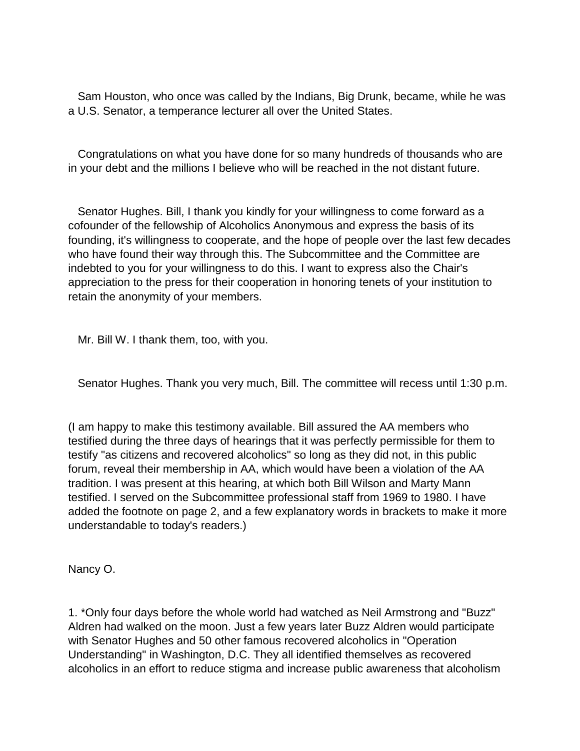Sam Houston, who once was called by the Indians, Big Drunk, became, while he was a U.S. Senator, a temperance lecturer all over the United States.

Congratulations on what you have done for so many hundreds of thousands who are in your debt and the millions I believe who will be reached in the not distant future.

Senator Hughes. Bill, I thank you kindly for your willingness to come forward as a cofounder of the fellowship of Alcoholics Anonymous and express the basis of its founding, it's willingness to cooperate, and the hope of people over the last few decades who have found their way through this. The Subcommittee and the Committee are indebted to you for your willingness to do this. I want to express also the Chair's appreciation to the press for their cooperation in honoring tenets of your institution to retain the anonymity of your members.

Mr. Bill W. I thank them, too, with you.

Senator Hughes. Thank you very much, Bill. The committee will recess until 1:30 p.m.

(I am happy to make this testimony available. Bill assured the AA members who testified during the three days of hearings that it was perfectly permissible for them to testify "as citizens and recovered alcoholics" so long as they did not, in this public forum, reveal their membership in AA, which would have been a violation of the AA tradition. I was present at this hearing, at which both Bill Wilson and Marty Mann testified. I served on the Subcommittee professional staff from 1969 to 1980. I have added the footnote on page 2, and a few explanatory words in brackets to make it more understandable to today's readers.)

Nancy O.

1. *Only four days before the whole world had watched as Neil Armstrong and "Buzz" Aldren had walked on the moon. Just a few years later Buzz Aldren would participate with Senator Hughes and 50 other famous recovered alcoholics in "Operation Understanding" in Washington, D.C. They all identified themselves as recovered alcoholics in an effort to reduce stigma and increase public awareness that alcoholism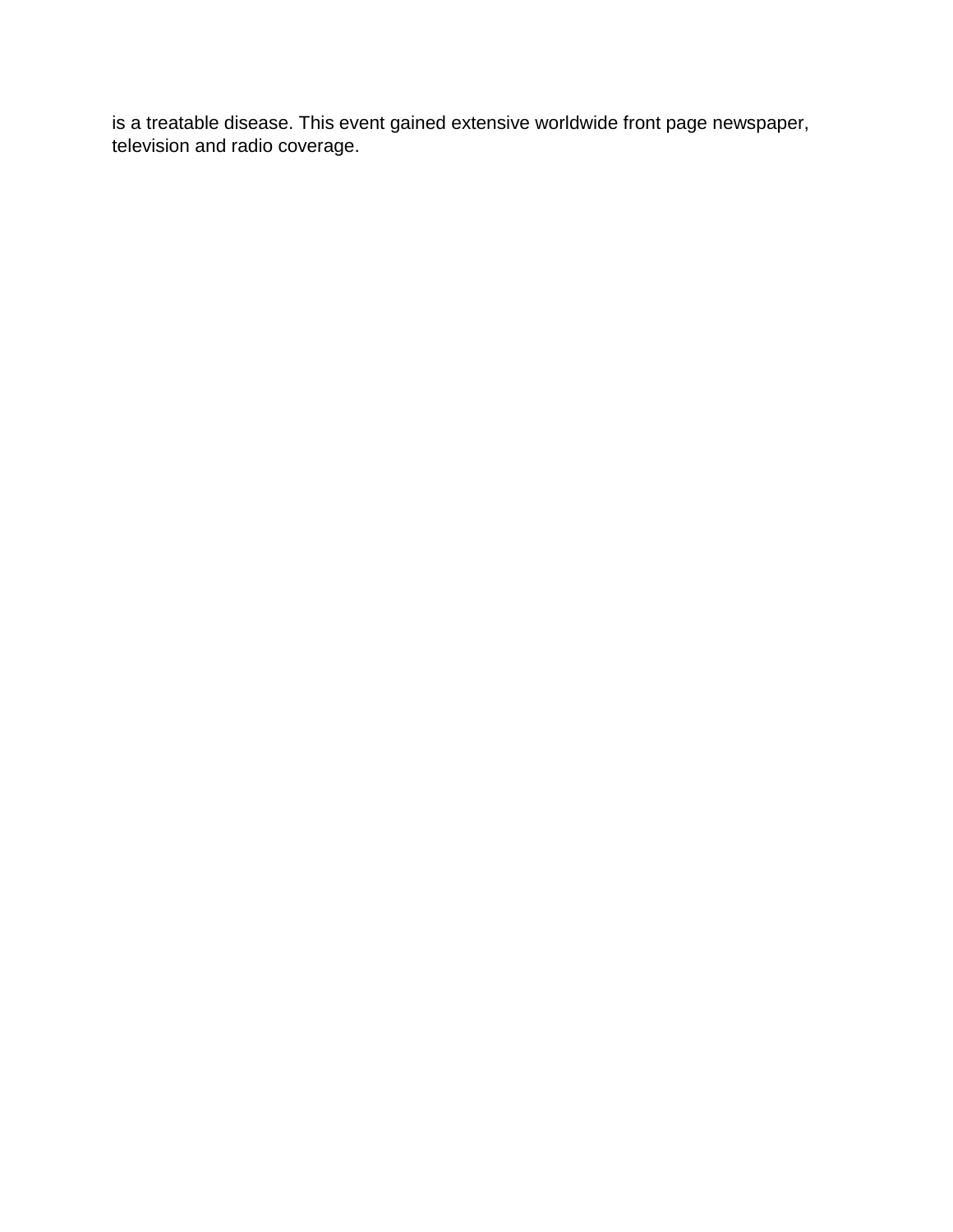is a treatable disease. This event gained extensive worldwide front page newspaper, television and radio coverage.